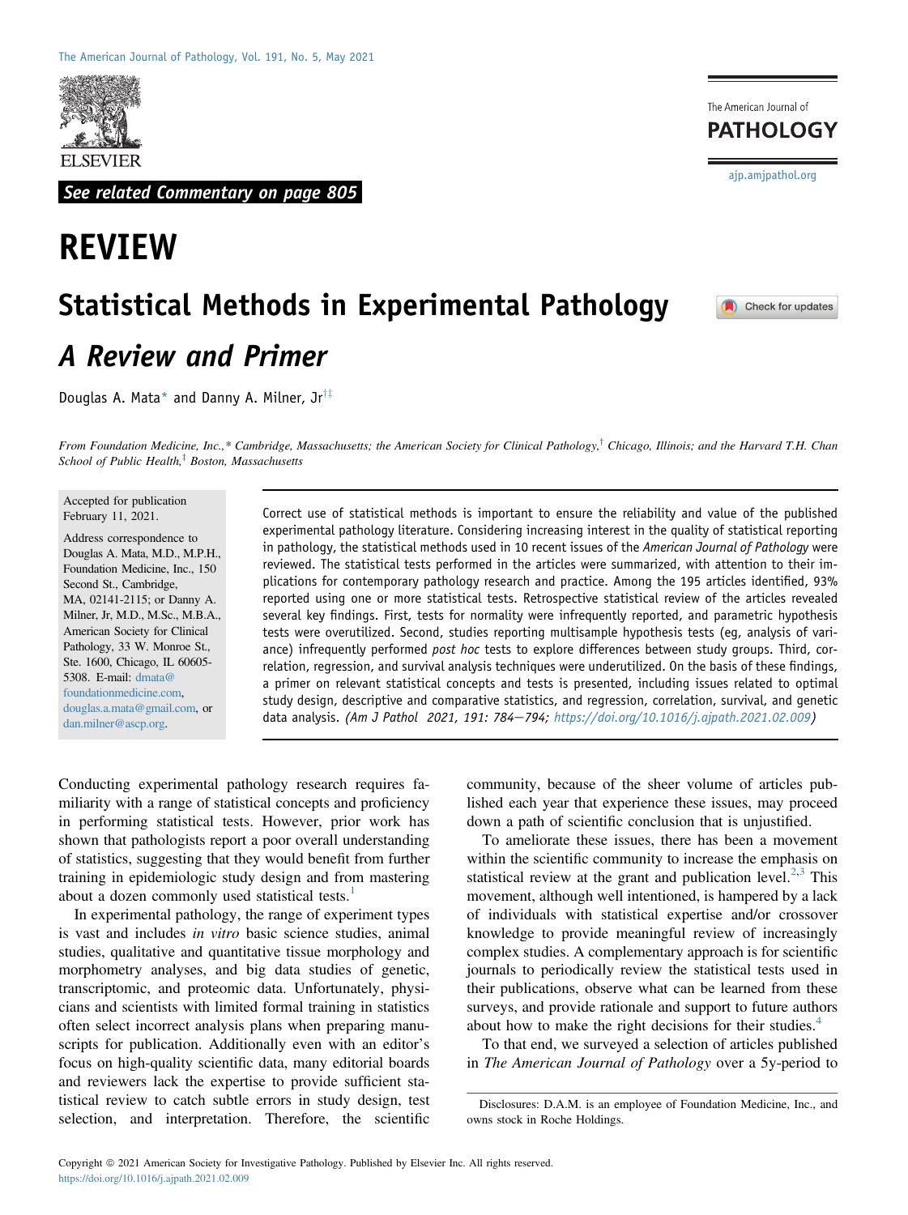See related Commentary on page 805

# REVIEW

# Statistical Methods in Experimental Pathology

## A Review and Primer

Douglas A. Mata* and Danny A. Milner, Jr[†‡]

*From Foundation Medicine, Inc.,\* Cambridge, Massachusetts; the American Society for Clinical Pathology,[†] Chicago, Illinois; and the Harvard T.H. Chan School of Public Health,[‡] Boston, Massachusetts*

Accepted for publication February 11, 2021.

Address correspondence to Douglas A. Mata, M.D., M.P.H., Foundation Medicine, Inc., 150 Second St., Cambridge, MA, 02141-2115; or Danny A. Milner, Jr, M.D., M.Sc., M.B.A., American Society for Clinical Pathology, 33 W. Monroe St., Ste. 1600, Chicago, IL 60605-5308. E-mail: dmata@foundationmedicine.com, douglas.a.mata@gmail.com, or dan.milner@ascp.org.

Correct use of statistical methods is important to ensure the reliability and value of the published experimental pathology literature. Considering increasing interest in the quality of statistical reporting in pathology, the statistical methods used in 10 recent issues of the *American Journal of Pathology* were reviewed. The statistical tests performed in the articles were summarized, with attention to their implications for contemporary pathology research and practice. Among the 195 articles identified, 93% reported using one or more statistical tests. Retrospective statistical review of the articles revealed several key findings. First, tests for normality were infrequently reported, and parametric hypothesis tests were overutilized. Second, studies reporting multisample hypothesis tests (eg, analysis of variance) infrequently performed *post hoc* tests to explore differences between study groups. Third, correlation, regression, and survival analysis techniques were underutilized. On the basis of these findings, a primer on relevant statistical concepts and tests is presented, including issues related to optimal study design, descriptive and comparative statistics, and regression, correlation, survival, and genetic data analysis. *(Am J Pathol 2021, 191: 784–794; https://doi.org/10.1016/j.ajpath.2021.02.009)*

Conducting experimental pathology research requires familiarity with a range of statistical concepts and proficiency in performing statistical tests. However, prior work has shown that pathologists report a poor overall understanding of statistics, suggesting that they would benefit from further training in epidemiologic study design and from mastering about a dozen commonly used statistical tests.[1]

In experimental pathology, the range of experiment types is vast and includes *in vitro* basic science studies, animal studies, qualitative and quantitative tissue morphology and morphometry analyses, and big data studies of genetic, transcriptomic, and proteomic data. Unfortunately, physicians and scientists with limited formal training in statistics often select incorrect analysis plans when preparing manuscripts for publication. Additionally even with an editor's focus on high-quality scientific data, many editorial boards and reviewers lack the expertise to provide sufficient statistical review to catch subtle errors in study design, test selection, and interpretation. Therefore, the scientific community, because of the sheer volume of articles published each year that experience these issues, may proceed down a path of scientific conclusion that is unjustified.

To ameliorate these issues, there has been a movement within the scientific community to increase the emphasis on statistical review at the grant and publication level.[2,3] This movement, although well intentioned, is hampered by a lack of individuals with statistical expertise and/or crossover knowledge to provide meaningful review of increasingly complex studies. A complementary approach is for scientific journals to periodically review the statistical tests used in their publications, observe what can be learned from these surveys, and provide rationale and support to future authors about how to make the right decisions for their studies.[4]

To that end, we surveyed a selection of articles published in *The American Journal of Pathology* over a 5y-period to

Disclosures: D.A.M. is an employee of Foundation Medicine, Inc., and owns stock in Roche Holdings.

Copyright © 2021 American Society for Investigative Pathology. Published by Elsevier Inc. All rights reserved.
https://doi.org/10.1016/j.ajpath.2021.02.009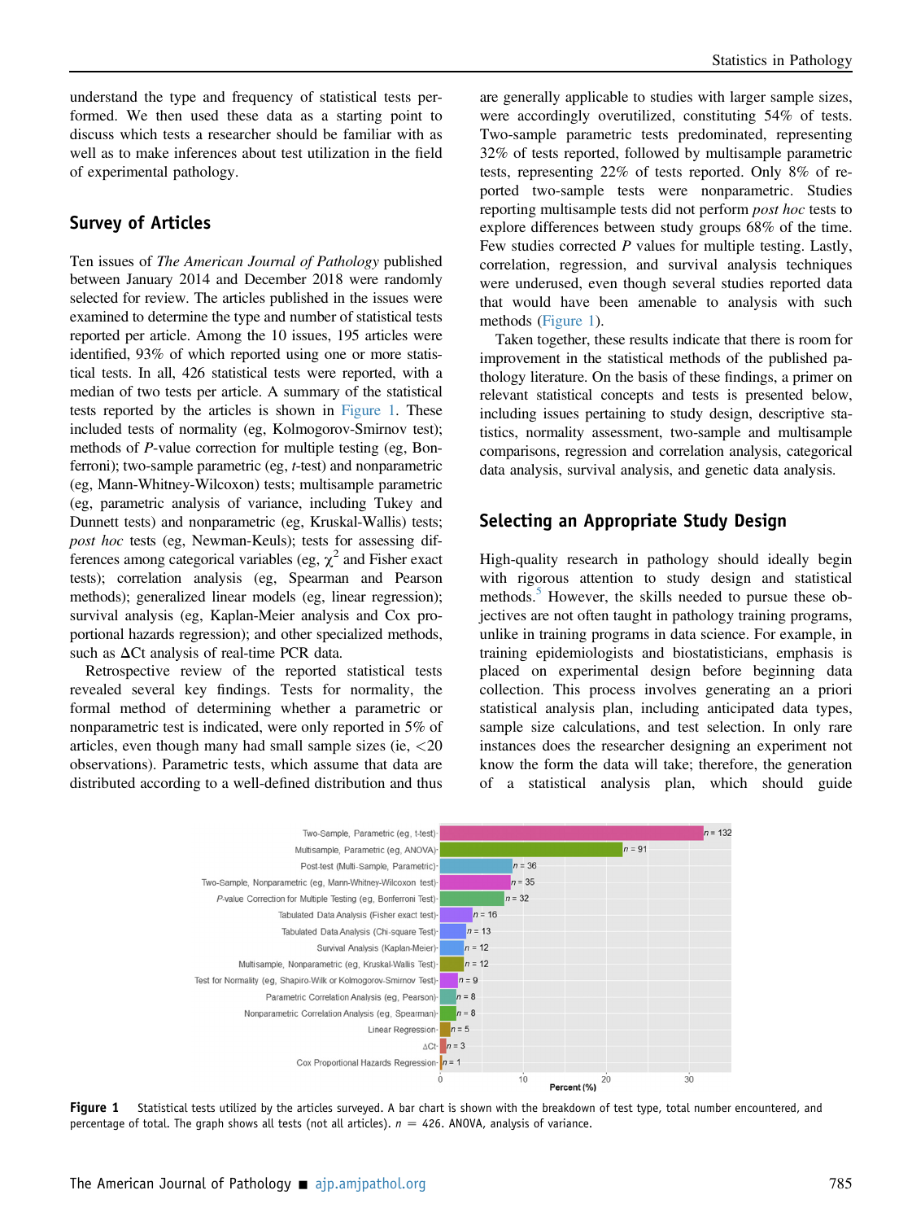understand the type and frequency of statistical tests performed. We then used these data as a starting point to discuss which tests a researcher should be familiar with as well as to make inferences about test utilization in the field of experimental pathology.

## Survey of Articles

Ten issues of *The American Journal of Pathology* published between January 2014 and December 2018 were randomly selected for review. The articles published in the issues were examined to determine the type and number of statistical tests reported per article. Among the 10 issues, 195 articles were identified, 93% of which reported using one or more statistical tests. In all, 426 statistical tests were reported, with a median of two tests per article. A summary of the statistical tests reported by the articles is shown in Figure 1. These included tests of normality (eg, Kolmogorov-Smirnov test); methods of *P*-value correction for multiple testing (eg, Bonferroni); two-sample parametric (eg, *t*-test) and nonparametric (eg, Mann-Whitney-Wilcoxon) tests; multisample parametric (eg, parametric analysis of variance, including Tukey and Dunnett tests) and nonparametric (eg, Kruskal-Wallis) tests; *post hoc* tests (eg, Newman-Keuls); tests for assessing differences among categorical variables (eg, $\chi^2$ and Fisher exact tests); correlation analysis (eg, Spearman and Pearson methods); generalized linear models (eg, linear regression); survival analysis (eg, Kaplan-Meier analysis and Cox proportional hazards regression); and other specialized methods, such as ΔCt analysis of real-time PCR data.

Retrospective review of the reported statistical tests revealed several key findings. Tests for normality, the formal method of determining whether a parametric or nonparametric test is indicated, were only reported in 5% of articles, even though many had small sample sizes (ie, <20 observations). Parametric tests, which assume that data are distributed according to a well-defined distribution and thus are generally applicable to studies with larger sample sizes, were accordingly overutilized, constituting 54% of tests. Two-sample parametric tests predominated, representing 32% of tests reported, followed by multisample parametric tests, representing 22% of tests reported. Only 8% of reported two-sample tests were nonparametric. Studies reporting multisample tests did not perform *post hoc* tests to explore differences between study groups 68% of the time. Few studies corrected *P* values for multiple testing. Lastly, correlation, regression, and survival analysis techniques were underused, even though several studies reported data that would have been amenable to analysis with such methods (Figure 1).

Taken together, these results indicate that there is room for improvement in the statistical methods of the published pathology literature. On the basis of these findings, a primer on relevant statistical concepts and tests is presented below, including issues pertaining to study design, descriptive statistics, normality assessment, two-sample and multisample comparisons, regression and correlation analysis, categorical data analysis, survival analysis, and genetic data analysis.

## Selecting an Appropriate Study Design

High-quality research in pathology should ideally begin with rigorous attention to study design and statistical methods.[5] However, the skills needed to pursue these objectives are not often taught in pathology training programs, unlike in training programs in data science. For example, in training epidemiologists and biostatisticians, emphasis is placed on experimental design before beginning data collection. This process involves generating an a priori statistical analysis plan, including anticipated data types, sample size calculations, and test selection. In only rare instances does the researcher designing an experiment not know the form the data will take; therefore, the generation of a statistical analysis plan, which should guide

| Test | n |
|---|---|
| Two-Sample, Parametric (eg, t-test) | 132 |
| Multisample, Parametric (eg, ANOVA) | 91 |
| Post-test (Multi-Sample, Parametric) | 36 |
| Two-Sample, Nonparametric (eg, Mann-Whitney-Wilcoxon test) | 35 |
| *P*-value Correction for Multiple Testing (eg, Bonferroni Test) | 32 |
| Tabulated Data Analysis (Fisher exact test) | 16 |
| Tabulated Data Analysis (Chi-square Test) | 13 |
| Survival Analysis (Kaplan-Meier) | 12 |
| Multisample, Nonparametric (eg, Kruskal-Wallis Test) | 12 |
| Test for Normality (eg, Shapiro-Wilk or Kolmogorov-Smirnov Test) | 9 |
| Parametric Correlation Analysis (eg, Pearson) | 8 |
| Nonparametric Correlation Analysis (eg, Spearman) | 8 |
| Linear Regression | 5 |
| ΔCt | 3 |
| Cox Proportional Hazards Regression | 1 |

**Figure 1** Statistical tests utilized by the articles surveyed. A bar chart is shown with the breakdown of test type, total number encountered, and percentage of total. The graph shows all tests (not all articles). $n = 426$. ANOVA, analysis of variance.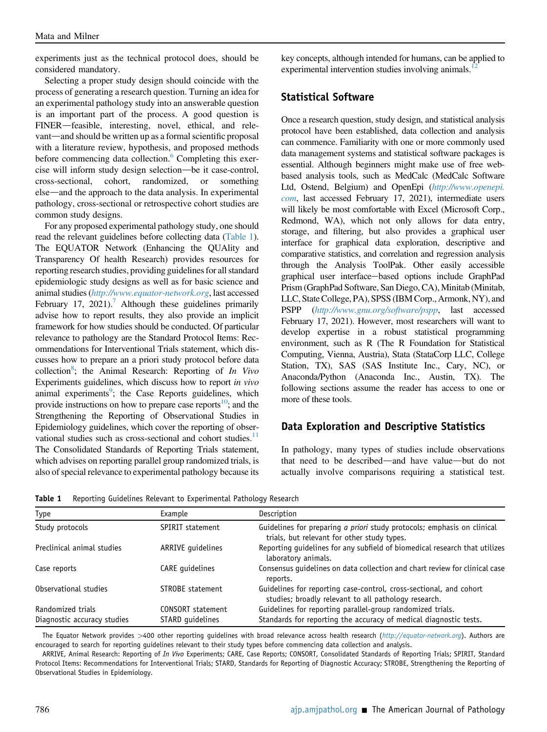experiments just as the technical protocol does, should be considered mandatory.

Selecting a proper study design should coincide with the process of generating a research question. Turning an idea for an experimental pathology study into an answerable question is an important part of the process. A good question is FINER—feasible, interesting, novel, ethical, and relevant—and should be written up as a formal scientific proposal with a literature review, hypothesis, and proposed methods before commencing data collection.[6] Completing this exercise will inform study design selection—be it case-control, cross-sectional, cohort, randomized, or something else—and the approach to the data analysis. In experimental pathology, cross-sectional or retrospective cohort studies are common study designs.

For any proposed experimental pathology study, one should read the relevant guidelines before collecting data (Table 1). The EQUATOR Network (Enhancing the QUAlity and Transparency Of health Research) provides resources for reporting research studies, providing guidelines for all standard epidemiologic study designs as well as for basic science and animal studies (*http://www.equator-network.org*, last accessed February 17, 2021).[7] Although these guidelines primarily advise how to report results, they also provide an implicit framework for how studies should be conducted. Of particular relevance to pathology are the Standard Protocol Items: Recommendations for Interventional Trials statement, which discusses how to prepare an a priori study protocol before data collection[8]; the Animal Research: Reporting of *In Vivo* Experiments guidelines, which discuss how to report *in vivo* animal experiments[9]; the Case Reports guidelines, which provide instructions on how to prepare case reports[10]; and the Strengthening the Reporting of Observational Studies in Epidemiology guidelines, which cover the reporting of observational studies such as cross-sectional and cohort studies.[11] The Consolidated Standards of Reporting Trials statement, which advises on reporting parallel group randomized trials, is also of special relevance to experimental pathology because its key concepts, although intended for humans, can be applied to experimental intervention studies involving animals.[12]

## Statistical Software

Once a research question, study design, and statistical analysis protocol have been established, data collection and analysis can commence. Familiarity with one or more commonly used data management systems and statistical software packages is essential. Although beginners might make use of free web-based analysis tools, such as MedCalc (MedCalc Software Ltd, Ostend, Belgium) and OpenEpi (*http://www.openepi.com*, last accessed February 17, 2021), intermediate users will likely be most comfortable with Excel (Microsoft Corp., Redmond, WA), which not only allows for data entry, storage, and filtering, but also provides a graphical user interface for graphical data exploration, descriptive and comparative statistics, and correlation and regression analysis through the Analysis ToolPak. Other easily accessible graphical user interface−based options include GraphPad Prism (GraphPad Software, San Diego, CA), Minitab (Minitab, LLC, State College, PA), SPSS (IBM Corp., Armonk, NY), and PSPP (*http://www.gnu.org/software/pspp*, last accessed February 17, 2021). However, most researchers will want to develop expertise in a robust statistical programming environment, such as R (The R Foundation for Statistical Computing, Vienna, Austria), Stata (StataCorp LLC, College Station, TX), SAS (SAS Institute Inc., Cary, NC), or Anaconda/Python (Anaconda Inc., Austin, TX). The following sections assume the reader has access to one or more of these tools.

## Data Exploration and Descriptive Statistics

In pathology, many types of studies include observations that need to be described—and have value—but do not actually involve comparisons requiring a statistical test.

**Table 1** Reporting Guidelines Relevant to Experimental Pathology Research

| Type | Example | Description |
|---|---|---|
| Study protocols | SPIRIT statement | Guidelines for preparing *a priori* study protocols; emphasis on clinical trials, but relevant for other study types. |
| Preclinical animal studies | ARRIVE guidelines | Reporting guidelines for any subfield of biomedical research that utilizes laboratory animals. |
| Case reports | CARE guidelines | Consensus guidelines on data collection and chart review for clinical case reports. |
| Observational studies | STROBE statement | Guidelines for reporting case-control, cross-sectional, and cohort studies; broadly relevant to all pathology research. |
| Randomized trials | CONSORT statement | Guidelines for reporting parallel-group randomized trials. |
| Diagnostic accuracy studies | STARD guidelines | Standards for reporting the accuracy of medical diagnostic tests. |

The Equator Network provides >400 other reporting guidelines with broad relevance across health research (*http://equator-network.org*). Authors are encouraged to search for reporting guidelines relevant to their study types before commencing data collection and analysis.

ARRIVE, Animal Research: Reporting of *In Vivo* Experiments; CARE, Case Reports; CONSORT, Consolidated Standards of Reporting Trials; SPIRIT, Standard Protocol Items: Recommendations for Interventional Trials; STARD, Standards for Reporting of Diagnostic Accuracy; STROBE, Strengthening the Reporting of Observational Studies in Epidemiology.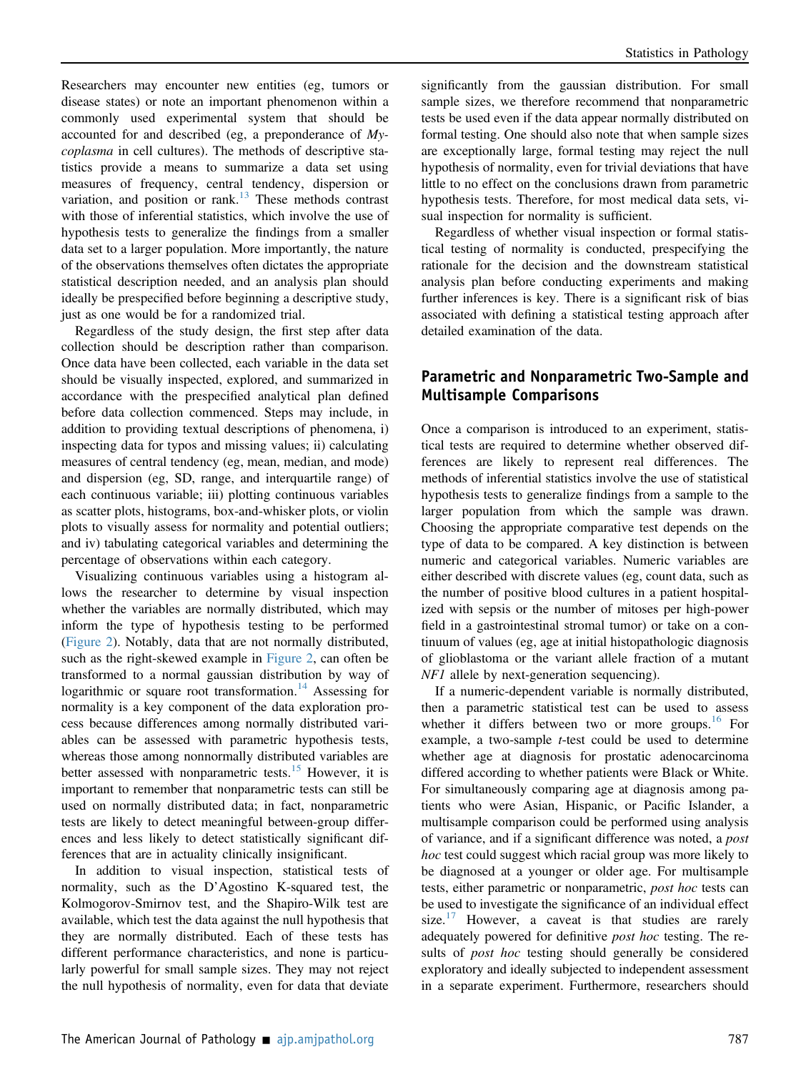Researchers may encounter new entities (eg, tumors or disease states) or note an important phenomenon within a commonly used experimental system that should be accounted for and described (eg, a preponderance of *Mycoplasma* in cell cultures). The methods of descriptive statistics provide a means to summarize a data set using measures of frequency, central tendency, dispersion or variation, and position or rank.[13] These methods contrast with those of inferential statistics, which involve the use of hypothesis tests to generalize the findings from a smaller data set to a larger population. More importantly, the nature of the observations themselves often dictates the appropriate statistical description needed, and an analysis plan should ideally be prespecified before beginning a descriptive study, just as one would be for a randomized trial.

Regardless of the study design, the first step after data collection should be description rather than comparison. Once data have been collected, each variable in the data set should be visually inspected, explored, and summarized in accordance with the prespecified analytical plan defined before data collection commenced. Steps may include, in addition to providing textual descriptions of phenomena, i) inspecting data for typos and missing values; ii) calculating measures of central tendency (eg, mean, median, and mode) and dispersion (eg, SD, range, and interquartile range) of each continuous variable; iii) plotting continuous variables as scatter plots, histograms, box-and-whisker plots, or violin plots to visually assess for normality and potential outliers; and iv) tabulating categorical variables and determining the percentage of observations within each category.

Visualizing continuous variables using a histogram allows the researcher to determine by visual inspection whether the variables are normally distributed, which may inform the type of hypothesis testing to be performed (Figure 2). Notably, data that are not normally distributed, such as the right-skewed example in Figure 2, can often be transformed to a normal gaussian distribution by way of logarithmic or square root transformation.[14] Assessing for normality is a key component of the data exploration process because differences among normally distributed variables can be assessed with parametric hypothesis tests, whereas those among nonnormally distributed variables are better assessed with nonparametric tests.[15] However, it is important to remember that nonparametric tests can still be used on normally distributed data; in fact, nonparametric tests are likely to detect meaningful between-group differences and less likely to detect statistically significant differences that are in actuality clinically insignificant.

In addition to visual inspection, statistical tests of normality, such as the D'Agostino K-squared test, the Kolmogorov-Smirnov test, and the Shapiro-Wilk test are available, which test the data against the null hypothesis that they are normally distributed. Each of these tests has different performance characteristics, and none is particularly powerful for small sample sizes. They may not reject the null hypothesis of normality, even for data that deviate significantly from the gaussian distribution. For small sample sizes, we therefore recommend that nonparametric tests be used even if the data appear normally distributed on formal testing. One should also note that when sample sizes are exceptionally large, formal testing may reject the null hypothesis of normality, even for trivial deviations that have little to no effect on the conclusions drawn from parametric hypothesis tests. Therefore, for most medical data sets, visual inspection for normality is sufficient.

Regardless of whether visual inspection or formal statistical testing of normality is conducted, prespecifying the rationale for the decision and the downstream statistical analysis plan before conducting experiments and making further inferences is key. There is a significant risk of bias associated with defining a statistical testing approach after detailed examination of the data.

## Parametric and Nonparametric Two-Sample and Multisample Comparisons

Once a comparison is introduced to an experiment, statistical tests are required to determine whether observed differences are likely to represent real differences. The methods of inferential statistics involve the use of statistical hypothesis tests to generalize findings from a sample to the larger population from which the sample was drawn. Choosing the appropriate comparative test depends on the type of data to be compared. A key distinction is between numeric and categorical variables. Numeric variables are either described with discrete values (eg, count data, such as the number of positive blood cultures in a patient hospitalized with sepsis or the number of mitoses per high-power field in a gastrointestinal stromal tumor) or take on a continuum of values (eg, age at initial histopathologic diagnosis of glioblastoma or the variant allele fraction of a mutant *NF1* allele by next-generation sequencing).

If a numeric-dependent variable is normally distributed, then a parametric statistical test can be used to assess whether it differs between two or more groups.[16] For example, a two-sample *t*-test could be used to determine whether age at diagnosis for prostatic adenocarcinoma differed according to whether patients were Black or White. For simultaneously comparing age at diagnosis among patients who were Asian, Hispanic, or Pacific Islander, a multisample comparison could be performed using analysis of variance, and if a significant difference was noted, a *post hoc* test could suggest which racial group was more likely to be diagnosed at a younger or older age. For multisample tests, either parametric or nonparametric, *post hoc* tests can be used to investigate the significance of an individual effect size.[17] However, a caveat is that studies are rarely adequately powered for definitive *post hoc* testing. The results of *post hoc* testing should generally be considered exploratory and ideally subjected to independent assessment in a separate experiment. Furthermore, researchers should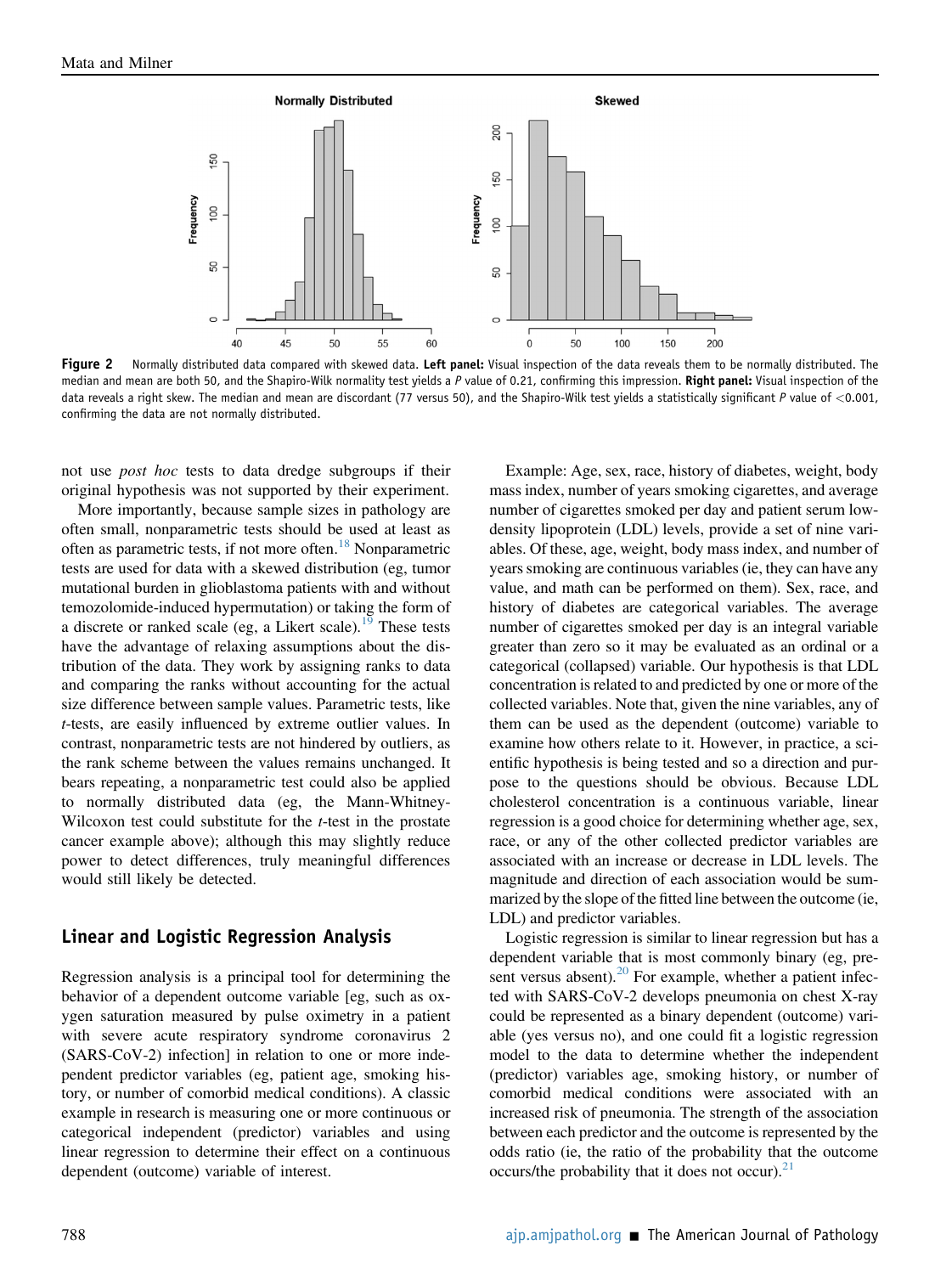Figure 2 Normally distributed data compared with skewed data. **Left panel:** Visual inspection of the data reveals them to be normally distributed. The median and mean are both 50, and the Shapiro-Wilk normality test yields a *P* value of 0.21, confirming this impression. **Right panel:** Visual inspection of the data reveals a right skew. The median and mean are discordant (77 versus 50), and the Shapiro-Wilk test yields a statistically significant *P* value of <0.001, confirming the data are not normally distributed.

not use *post hoc* tests to data dredge subgroups if their original hypothesis was not supported by their experiment.

More importantly, because sample sizes in pathology are often small, nonparametric tests should be used at least as often as parametric tests, if not more often.[18] Nonparametric tests are used for data with a skewed distribution (eg, tumor mutational burden in glioblastoma patients with and without temozolomide-induced hypermutation) or taking the form of a discrete or ranked scale (eg, a Likert scale).[19] These tests have the advantage of relaxing assumptions about the distribution of the data. They work by assigning ranks to data and comparing the ranks without accounting for the actual size difference between sample values. Parametric tests, like *t*-tests, are easily influenced by extreme outlier values. In contrast, nonparametric tests are not hindered by outliers, as the rank scheme between the values remains unchanged. It bears repeating, a nonparametric test could also be applied to normally distributed data (eg, the Mann-Whitney-Wilcoxon test could substitute for the *t*-test in the prostate cancer example above); although this may slightly reduce power to detect differences, truly meaningful differences would still likely be detected.

## Linear and Logistic Regression Analysis

Regression analysis is a principal tool for determining the behavior of a dependent outcome variable [eg, such as oxygen saturation measured by pulse oximetry in a patient with severe acute respiratory syndrome coronavirus 2 (SARS-CoV-2) infection] in relation to one or more independent predictor variables (eg, patient age, smoking history, or number of comorbid medical conditions). A classic example in research is measuring one or more continuous or categorical independent (predictor) variables and using linear regression to determine their effect on a continuous dependent (outcome) variable of interest.

Example: Age, sex, race, history of diabetes, weight, body mass index, number of years smoking cigarettes, and average number of cigarettes smoked per day and patient serum low-density lipoprotein (LDL) levels, provide a set of nine variables. Of these, age, weight, body mass index, and number of years smoking are continuous variables (ie, they can have any value, and math can be performed on them). Sex, race, and history of diabetes are categorical variables. The average number of cigarettes smoked per day is an integral variable greater than zero so it may be evaluated as an ordinal or a categorical (collapsed) variable. Our hypothesis is that LDL concentration is related to and predicted by one or more of the collected variables. Note that, given the nine variables, any of them can be used as the dependent (outcome) variable to examine how others relate to it. However, in practice, a scientific hypothesis is being tested and so a direction and purpose to the questions should be obvious. Because LDL cholesterol concentration is a continuous variable, linear regression is a good choice for determining whether age, sex, race, or any of the other collected predictor variables are associated with an increase or decrease in LDL levels. The magnitude and direction of each association would be summarized by the slope of the fitted line between the outcome (ie, LDL) and predictor variables.

Logistic regression is similar to linear regression but has a dependent variable that is most commonly binary (eg, present versus absent).[20] For example, whether a patient infected with SARS-CoV-2 develops pneumonia on chest X-ray could be represented as a binary dependent (outcome) variable (yes versus no), and one could fit a logistic regression model to the data to determine whether the independent (predictor) variables age, smoking history, or number of comorbid medical conditions were associated with an increased risk of pneumonia. The strength of the association between each predictor and the outcome is represented by the odds ratio (ie, the ratio of the probability that the outcome occurs/the probability that it does not occur).[21]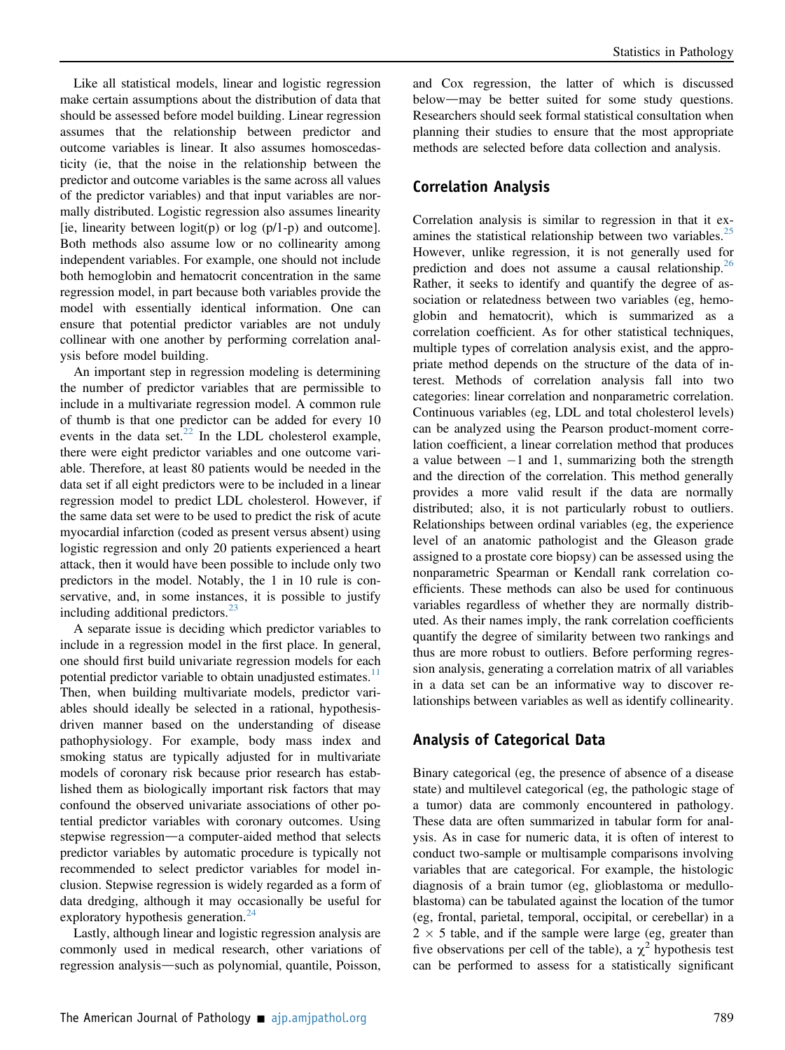Like all statistical models, linear and logistic regression make certain assumptions about the distribution of data that should be assessed before model building. Linear regression assumes that the relationship between predictor and outcome variables is linear. It also assumes homoscedasticity (ie, that the noise in the relationship between the predictor and outcome variables is the same across all values of the predictor variables) and that input variables are normally distributed. Logistic regression also assumes linearity [ie, linearity between logit(p) or log (p/1-p) and outcome]. Both methods also assume low or no collinearity among independent variables. For example, one should not include both hemoglobin and hematocrit concentration in the same regression model, in part because both variables provide the model with essentially identical information. One can ensure that potential predictor variables are not unduly collinear with one another by performing correlation analysis before model building.

An important step in regression modeling is determining the number of predictor variables that are permissible to include in a multivariate regression model. A common rule of thumb is that one predictor can be added for every 10 events in the data set.[22] In the LDL cholesterol example, there were eight predictor variables and one outcome variable. Therefore, at least 80 patients would be needed in the data set if all eight predictors were to be included in a linear regression model to predict LDL cholesterol. However, if the same data set were to be used to predict the risk of acute myocardial infarction (coded as present versus absent) using logistic regression and only 20 patients experienced a heart attack, then it would have been possible to include only two predictors in the model. Notably, the 1 in 10 rule is conservative, and, in some instances, it is possible to justify including additional predictors.[23]

A separate issue is deciding which predictor variables to include in a regression model in the first place. In general, one should first build univariate regression models for each potential predictor variable to obtain unadjusted estimates.[11] Then, when building multivariate models, predictor variables should ideally be selected in a rational, hypothesis-driven manner based on the understanding of disease pathophysiology. For example, body mass index and smoking status are typically adjusted for in multivariate models of coronary risk because prior research has established them as biologically important risk factors that may confound the observed univariate associations of other potential predictor variables with coronary outcomes. Using stepwise regression—a computer-aided method that selects predictor variables by automatic procedure is typically not recommended to select predictor variables for model inclusion. Stepwise regression is widely regarded as a form of data dredging, although it may occasionally be useful for exploratory hypothesis generation.[24]

Lastly, although linear and logistic regression analysis are commonly used in medical research, other variations of regression analysis—such as polynomial, quantile, Poisson, and Cox regression, the latter of which is discussed below—may be better suited for some study questions. Researchers should seek formal statistical consultation when planning their studies to ensure that the most appropriate methods are selected before data collection and analysis.

## Correlation Analysis

Correlation analysis is similar to regression in that it examines the statistical relationship between two variables.[25] However, unlike regression, it is not generally used for prediction and does not assume a causal relationship.[26] Rather, it seeks to identify and quantify the degree of association or relatedness between two variables (eg, hemoglobin and hematocrit), which is summarized as a correlation coefficient. As for other statistical techniques, multiple types of correlation analysis exist, and the appropriate method depends on the structure of the data of interest. Methods of correlation analysis fall into two categories: linear correlation and nonparametric correlation. Continuous variables (eg, LDL and total cholesterol levels) can be analyzed using the Pearson product-moment correlation coefficient, a linear correlation method that produces a value between −1 and 1, summarizing both the strength and the direction of the correlation. This method generally provides a more valid result if the data are normally distributed; also, it is not particularly robust to outliers. Relationships between ordinal variables (eg, the experience level of an anatomic pathologist and the Gleason grade assigned to a prostate core biopsy) can be assessed using the nonparametric Spearman or Kendall rank correlation coefficients. These methods can also be used for continuous variables regardless of whether they are normally distributed. As their names imply, the rank correlation coefficients quantify the degree of similarity between two rankings and thus are more robust to outliers. Before performing regression analysis, generating a correlation matrix of all variables in a data set can be an informative way to discover relationships between variables as well as identify collinearity.

## Analysis of Categorical Data

Binary categorical (eg, the presence of absence of a disease state) and multilevel categorical (eg, the pathologic stage of a tumor) data are commonly encountered in pathology. These data are often summarized in tabular form for analysis. As in case for numeric data, it is often of interest to conduct two-sample or multisample comparisons involving variables that are categorical. For example, the histologic diagnosis of a brain tumor (eg, glioblastoma or medulloblastoma) can be tabulated against the location of the tumor (eg, frontal, parietal, temporal, occipital, or cerebellar) in a $2 \times 5$ table, and if the sample were large (eg, greater than five observations per cell of the table), a $\chi^2$ hypothesis test can be performed to assess for a statistically significant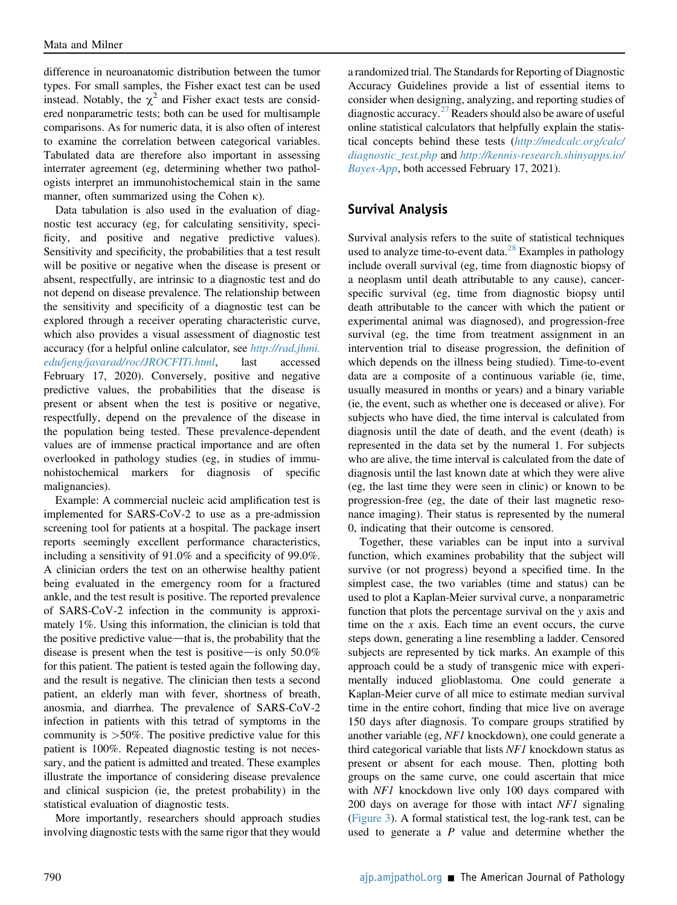difference in neuroanatomic distribution between the tumor types. For small samples, the Fisher exact test can be used instead. Notably, the $\chi^2$ and Fisher exact tests are considered nonparametric tests; both can be used for multisample comparisons. As for numeric data, it is also often of interest to examine the correlation between categorical variables. Tabulated data are therefore also important in assessing interrater agreement (eg, determining whether two pathologists interpret an immunohistochemical stain in the same manner, often summarized using the Cohen $\kappa$).

Data tabulation is also used in the evaluation of diagnostic test accuracy (eg, for calculating sensitivity, specificity, and positive and negative predictive values). Sensitivity and specificity, the probabilities that a test result will be positive or negative when the disease is present or absent, respectfully, are intrinsic to a diagnostic test and do not depend on disease prevalence. The relationship between the sensitivity and specificity of a diagnostic test can be explored through a receiver operating characteristic curve, which also provides a visual assessment of diagnostic test accuracy (for a helpful online calculator, see *http://rad.jhmi.edu/jeng/javarad/roc/JROCFITi.html*, last accessed February 17, 2020). Conversely, positive and negative predictive values, the probabilities that the disease is present or absent when the test is positive or negative, respectfully, depend on the prevalence of the disease in the population being tested. These prevalence-dependent values are of immense practical importance and are often overlooked in pathology studies (eg, in studies of immunohistochemical markers for diagnosis of specific malignancies).

Example: A commercial nucleic acid amplification test is implemented for SARS-CoV-2 to use as a pre-admission screening tool for patients at a hospital. The package insert reports seemingly excellent performance characteristics, including a sensitivity of 91.0% and a specificity of 99.0%. A clinician orders the test on an otherwise healthy patient being evaluated in the emergency room for a fractured ankle, and the test result is positive. The reported prevalence of SARS-CoV-2 infection in the community is approximately 1%. Using this information, the clinician is told that the positive predictive value—that is, the probability that the disease is present when the test is positive—is only 50.0% for this patient. The patient is tested again the following day, and the result is negative. The clinician then tests a second patient, an elderly man with fever, shortness of breath, anosmia, and diarrhea. The prevalence of SARS-CoV-2 infection in patients with this tetrad of symptoms in the community is >50%. The positive predictive value for this patient is 100%. Repeated diagnostic testing is not necessary, and the patient is admitted and treated. These examples illustrate the importance of considering disease prevalence and clinical suspicion (ie, the pretest probability) in the statistical evaluation of diagnostic tests.

More importantly, researchers should approach studies involving diagnostic tests with the same rigor that they would a randomized trial. The Standards for Reporting of Diagnostic Accuracy Guidelines provide a list of essential items to consider when designing, analyzing, and reporting studies of diagnostic accuracy.[27] Readers should also be aware of useful online statistical calculators that helpfully explain the statistical concepts behind these tests (*http://medcalc.org/calc/diagnostic_test.php* and *http://kennis-research.shinyapps.io/Bayes-App*, both accessed February 17, 2021).

## Survival Analysis

Survival analysis refers to the suite of statistical techniques used to analyze time-to-event data.[28] Examples in pathology include overall survival (eg, time from diagnostic biopsy of a neoplasm until death attributable to any cause), cancer-specific survival (eg, time from diagnostic biopsy until death attributable to the cancer with which the patient or experimental animal was diagnosed), and progression-free survival (eg, the time from treatment assignment in an intervention trial to disease progression, the definition of which depends on the illness being studied). Time-to-event data are a composite of a continuous variable (ie, time, usually measured in months or years) and a binary variable (ie, the event, such as whether one is deceased or alive). For subjects who have died, the time interval is calculated from diagnosis until the date of death, and the event (death) is represented in the data set by the numeral 1. For subjects who are alive, the time interval is calculated from the date of diagnosis until the last known date at which they were alive (eg, the last time they were seen in clinic) or known to be progression-free (eg, the date of their last magnetic resonance imaging). Their status is represented by the numeral 0, indicating that their outcome is censored.

Together, these variables can be input into a survival function, which examines probability that the subject will survive (or not progress) beyond a specified time. In the simplest case, the two variables (time and status) can be used to plot a Kaplan-Meier survival curve, a nonparametric function that plots the percentage survival on the $y$ axis and time on the $x$ axis. Each time an event occurs, the curve steps down, generating a line resembling a ladder. Censored subjects are represented by tick marks. An example of this approach could be a study of transgenic mice with experimentally induced glioblastoma. One could generate a Kaplan-Meier curve of all mice to estimate median survival time in the entire cohort, finding that mice live on average 150 days after diagnosis. To compare groups stratified by another variable (eg, *NF1* knockdown), one could generate a third categorical variable that lists *NF1* knockdown status as present or absent for each mouse. Then, plotting both groups on the same curve, one could ascertain that mice with *NF1* knockdown live only 100 days compared with 200 days on average for those with intact *NF1* signaling (Figure 3). A formal statistical test, the log-rank test, can be used to generate a $P$ value and determine whether the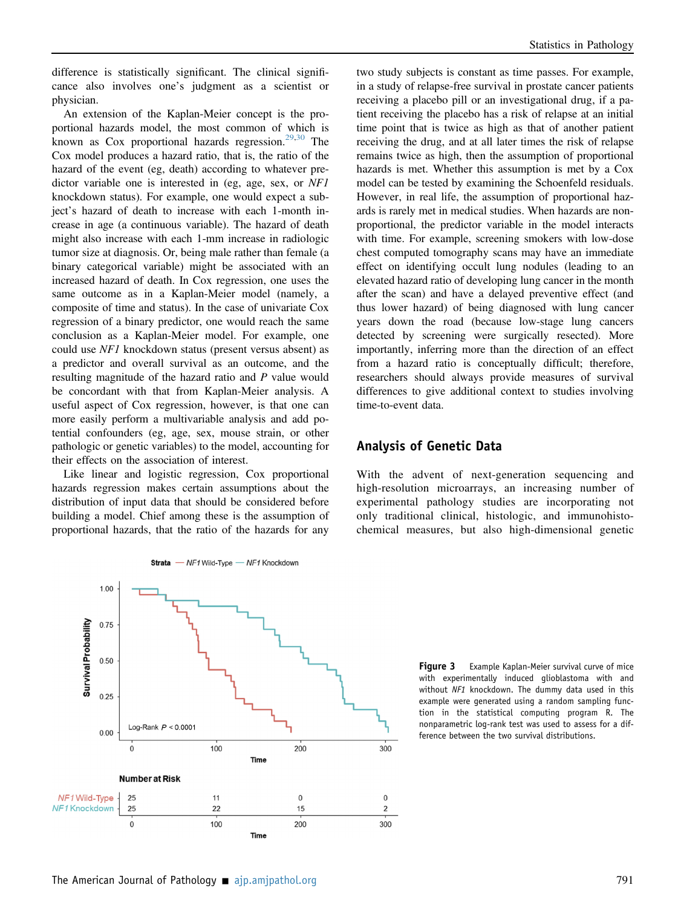difference is statistically significant. The clinical significance also involves one's judgment as a scientist or physician.

An extension of the Kaplan-Meier concept is the proportional hazards model, the most common of which is known as Cox proportional hazards regression.[29,30] The Cox model produces a hazard ratio, that is, the ratio of the hazard of the event (eg, death) according to whatever predictor variable one is interested in (eg, age, sex, or *NF1* knockdown status). For example, one would expect a subject's hazard of death to increase with each 1-month increase in age (a continuous variable). The hazard of death might also increase with each 1-mm increase in radiologic tumor size at diagnosis. Or, being male rather than female (a binary categorical variable) might be associated with an increased hazard of death. In Cox regression, one uses the same outcome as in a Kaplan-Meier model (namely, a composite of time and status). In the case of univariate Cox regression of a binary predictor, one would reach the same conclusion as a Kaplan-Meier model. For example, one could use *NF1* knockdown status (present versus absent) as a predictor and overall survival as an outcome, and the resulting magnitude of the hazard ratio and *P* value would be concordant with that from Kaplan-Meier analysis. A useful aspect of Cox regression, however, is that one can more easily perform a multivariable analysis and add potential confounders (eg, age, sex, mouse strain, or other pathologic or genetic variables) to the model, accounting for their effects on the association of interest.

Like linear and logistic regression, Cox proportional hazards regression makes certain assumptions about the distribution of input data that should be considered before building a model. Chief among these is the assumption of proportional hazards, that the ratio of the hazards for any two study subjects is constant as time passes. For example, in a study of relapse-free survival in prostate cancer patients receiving a placebo pill or an investigational drug, if a patient receiving the placebo has a risk of relapse at an initial time point that is twice as high as that of another patient receiving the drug, and at all later times the risk of relapse remains twice as high, then the assumption of proportional hazards is met. Whether this assumption is met by a Cox model can be tested by examining the Schoenfeld residuals. However, in real life, the assumption of proportional hazards is rarely met in medical studies. When hazards are nonproportional, the predictor variable in the model interacts with time. For example, screening smokers with low-dose chest computed tomography scans may have an immediate effect on identifying occult lung nodules (leading to an elevated hazard ratio of developing lung cancer in the month after the scan) and have a delayed preventive effect (and thus lower hazard) of being diagnosed with lung cancer years down the road (because low-stage lung cancers detected by screening were surgically resected). More importantly, inferring more than the direction of an effect from a hazard ratio is conceptually difficult; therefore, researchers should always provide measures of survival differences to give additional context to studies involving time-to-event data.

## Analysis of Genetic Data

With the advent of next-generation sequencing and high-resolution microarrays, an increasing number of experimental pathology studies are incorporating not only traditional clinical, histologic, and immunohistochemical measures, but also high-dimensional genetic

**Figure 3** Example Kaplan-Meier survival curve of mice with experimentally induced glioblastoma with and without *NF1* knockdown. The dummy data used in this example were generated using a random sampling function in the statistical computing program R. The nonparametric log-rank test was used to assess for a difference between the two survival distributions.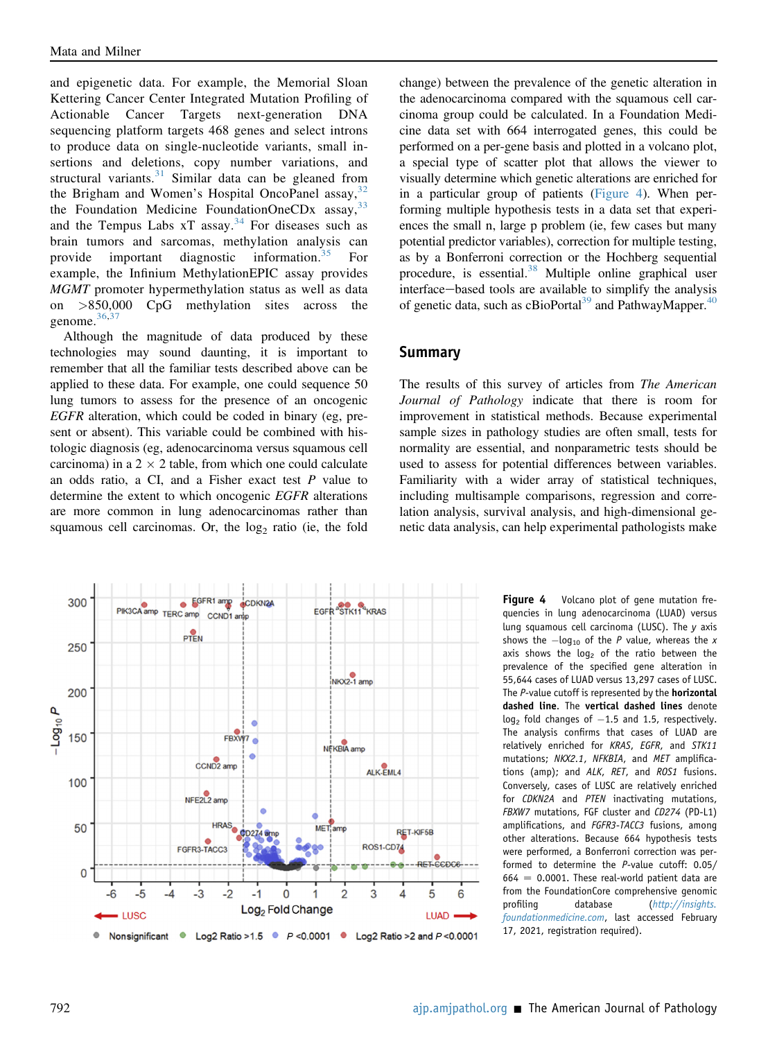and epigenetic data. For example, the Memorial Sloan Kettering Cancer Center Integrated Mutation Profiling of Actionable Cancer Targets next-generation DNA sequencing platform targets 468 genes and select introns to produce data on single-nucleotide variants, small insertions and deletions, copy number variations, and structural variants.[31] Similar data can be gleaned from the Brigham and Women's Hospital OncoPanel assay,[32] the Foundation Medicine FoundationOneCDx assay,[33] and the Tempus Labs xT assay.[34] For diseases such as brain tumors and sarcomas, methylation analysis can provide important diagnostic information.[35] For example, the Infinium MethylationEPIC assay provides *MGMT* promoter hypermethylation status as well as data on >850,000 CpG methylation sites across the genome.[36,37]

Although the magnitude of data produced by these technologies may sound daunting, it is important to remember that all the familiar tests described above can be applied to these data. For example, one could sequence 50 lung tumors to assess for the presence of an oncogenic *EGFR* alteration, which could be coded in binary (eg, present or absent). This variable could be combined with histologic diagnosis (eg, adenocarcinoma versus squamous cell carcinoma) in a 2 × 2 table, from which one could calculate an odds ratio, a CI, and a Fisher exact test *P* value to determine the extent to which oncogenic *EGFR* alterations are more common in lung adenocarcinomas rather than squamous cell carcinomas. Or, the $\log_2$ ratio (ie, the fold change) between the prevalence of the genetic alteration in the adenocarcinoma compared with the squamous cell carcinoma group could be calculated. In a Foundation Medicine data set with 664 interrogated genes, this could be performed on a per-gene basis and plotted in a volcano plot, a special type of scatter plot that allows the viewer to visually determine which genetic alterations are enriched for in a particular group of patients (Figure 4). When performing multiple hypothesis tests in a data set that experiences the small n, large p problem (ie, few cases but many potential predictor variables), correction for multiple testing, as by a Bonferroni correction or the Hochberg sequential procedure, is essential.[38] Multiple online graphical user interface–based tools are available to simplify the analysis of genetic data, such as cBioPortal[39] and PathwayMapper.[40]

## Summary

The results of this survey of articles from *The American Journal of Pathology* indicate that there is room for improvement in statistical methods. Because experimental sample sizes in pathology studies are often small, tests for normality are essential, and nonparametric tests should be used to assess for potential differences between variables. Familiarity with a wider array of statistical techniques, including multisample comparisons, regression and correlation analysis, survival analysis, and high-dimensional genetic data analysis, can help experimental pathologists make

**Figure 4** Volcano plot of gene mutation frequencies in lung adenocarcinoma (LUAD) versus lung squamous cell carcinoma (LUSC). The *y* axis shows the $-\log_{10}$ of the *P* value, whereas the *x* axis shows the $\log_2$ of the ratio between the prevalence of the specified gene alteration in 55,644 cases of LUAD versus 13,297 cases of LUSC. The *P*-value cutoff is represented by the **horizontal dashed line**. The **vertical dashed lines** denote $\log_2$ fold changes of −1.5 and 1.5, respectively. The analysis confirms that cases of LUAD are relatively enriched for *KRAS*, *EGFR*, and *STK11* mutations; *NKX2.1*, *NFKBIA*, and *MET* amplifications (amp); and *ALK*, *RET*, and *ROS1* fusions. Conversely, cases of LUSC are relatively enriched for *CDKN2A* and *PTEN* inactivating mutations, *FBXW7* mutations, FGF cluster and *CD274* (PD-L1) amplifications, and *FGFR3-TACC3* fusions, among other alterations. Because 664 hypothesis tests were performed, a Bonferroni correction was performed to determine the *P*-value cutoff: 0.05/664 = 0.0001. These real-world patient data are from the FoundationCore comprehensive genomic profiling database (*http://insights.foundationmedicine.com*, last accessed February 17, 2021, registration required).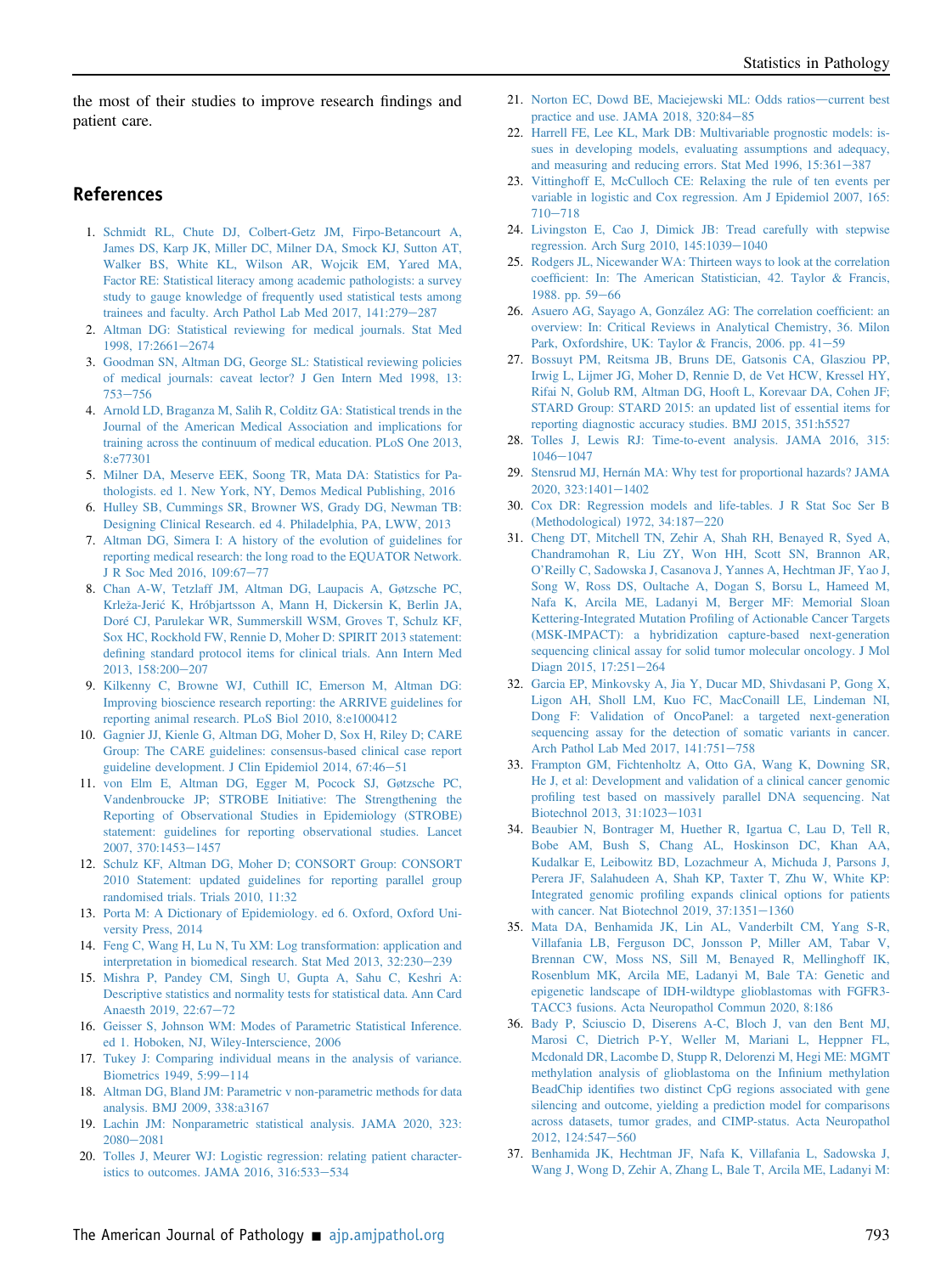the most of their studies to improve research findings and patient care.

## References

1. Schmidt RL, Chute DJ, Colbert-Getz JM, Firpo-Betancourt A, James DS, Karp JK, Miller DC, Milner DA, Smock KJ, Sutton AT, Walker BS, White KL, Wilson AR, Wojcik EM, Yared MA, Factor RE: Statistical literacy among academic pathologists: a survey study to gauge knowledge of frequently used statistical tests among trainees and faculty. Arch Pathol Lab Med 2017, 141:279−287
2. Altman DG: Statistical reviewing for medical journals. Stat Med 1998, 17:2661−2674
3. Goodman SN, Altman DG, George SL: Statistical reviewing policies of medical journals: caveat lector? J Gen Intern Med 1998, 13: 753−756
4. Arnold LD, Braganza M, Salih R, Colditz GA: Statistical trends in the Journal of the American Medical Association and implications for training across the continuum of medical education. PLoS One 2013, 8:e77301
5. Milner DA, Meserve EEK, Soong TR, Mata DA: Statistics for Pathologists. ed 1. New York, NY, Demos Medical Publishing, 2016
6. Hulley SB, Cummings SR, Browner WS, Grady DG, Newman TB: Designing Clinical Research. ed 4. Philadelphia, PA, LWW, 2013
7. Altman DG, Simera I: A history of the evolution of guidelines for reporting medical research: the long road to the EQUATOR Network. J R Soc Med 2016, 109:67−77
8. Chan A-W, Tetzlaff JM, Altman DG, Laupacis A, Gøtzsche PC, Krleža-Jerić K, Hróbjartsson A, Mann H, Dickersin K, Berlin JA, Doré CJ, Parulekar WR, Summerskill WSM, Groves T, Schulz KF, Sox HC, Rockhold FW, Rennie D, Moher D: SPIRIT 2013 statement: defining standard protocol items for clinical trials. Ann Intern Med 2013, 158:200−207
9. Kilkenny C, Browne WJ, Cuthill IC, Emerson M, Altman DG: Improving bioscience research reporting: the ARRIVE guidelines for reporting animal research. PLoS Biol 2010, 8:e1000412
10. Gagnier JJ, Kienle G, Altman DG, Moher D, Sox H, Riley D; CARE Group: The CARE guidelines: consensus-based clinical case report guideline development. J Clin Epidemiol 2014, 67:46−51
11. von Elm E, Altman DG, Egger M, Pocock SJ, Gøtzsche PC, Vandenbroucke JP; STROBE Initiative: The Strengthening the Reporting of Observational Studies in Epidemiology (STROBE) statement: guidelines for reporting observational studies. Lancet 2007, 370:1453−1457
12. Schulz KF, Altman DG, Moher D; CONSORT Group: CONSORT 2010 Statement: updated guidelines for reporting parallel group randomised trials. Trials 2010, 11:32
13. Porta M: A Dictionary of Epidemiology. ed 6. Oxford, Oxford University Press, 2014
14. Feng C, Wang H, Lu N, Tu XM: Log transformation: application and interpretation in biomedical research. Stat Med 2013, 32:230−239
15. Mishra P, Pandey CM, Singh U, Gupta A, Sahu C, Keshri A: Descriptive statistics and normality tests for statistical data. Ann Card Anaesth 2019, 22:67−72
16. Geisser S, Johnson WM: Modes of Parametric Statistical Inference. ed 1. Hoboken, NJ, Wiley-Interscience, 2006
17. Tukey J: Comparing individual means in the analysis of variance. Biometrics 1949, 5:99−114
18. Altman DG, Bland JM: Parametric v non-parametric methods for data analysis. BMJ 2009, 338:a3167
19. Lachin JM: Nonparametric statistical analysis. JAMA 2020, 323: 2080−2081
20. Tolles J, Meurer WJ: Logistic regression: relating patient characteristics to outcomes. JAMA 2016, 316:533−534
21. Norton EC, Dowd BE, Maciejewski ML: Odds ratios—current best practice and use. JAMA 2018, 320:84−85
22. Harrell FE, Lee KL, Mark DB: Multivariable prognostic models: issues in developing models, evaluating assumptions and adequacy, and measuring and reducing errors. Stat Med 1996, 15:361−387
23. Vittinghoff E, McCulloch CE: Relaxing the rule of ten events per variable in logistic and Cox regression. Am J Epidemiol 2007, 165: 710−718
24. Livingston E, Cao J, Dimick JB: Tread carefully with stepwise regression. Arch Surg 2010, 145:1039−1040
25. Rodgers JL, Nicewander WA: Thirteen ways to look at the correlation coefficient: In: The American Statistician, 42. Taylor & Francis, 1988. pp. 59−66
26. Asuero AG, Sayago A, González AG: The correlation coefficient: an overview: In: Critical Reviews in Analytical Chemistry, 36. Milon Park, Oxfordshire, UK: Taylor & Francis, 2006. pp. 41−59
27. Bossuyt PM, Reitsma JB, Bruns DE, Gatsonis CA, Glasziou PP, Irwig L, Lijmer JG, Moher D, Rennie D, de Vet HCW, Kressel HY, Rifai N, Golub RM, Altman DG, Hooft L, Korevaar DA, Cohen JF; STARD Group: STARD 2015: an updated list of essential items for reporting diagnostic accuracy studies. BMJ 2015, 351:h5527
28. Tolles J, Lewis RJ: Time-to-event analysis. JAMA 2016, 315: 1046−1047
29. Stensrud MJ, Hernán MA: Why test for proportional hazards? JAMA 2020, 323:1401−1402
30. Cox DR: Regression models and life-tables. J R Stat Soc Ser B (Methodological) 1972, 34:187−220
31. Cheng DT, Mitchell TN, Zehir A, Shah RH, Benayed R, Syed A, Chandramohan R, Liu ZY, Won HH, Scott SN, Brannon AR, O'Reilly C, Sadowska J, Casanova J, Yannes A, Hechtman JF, Yao J, Song W, Ross DS, Oultache A, Dogan S, Borsu L, Hameed M, Nafa K, Arcila ME, Ladanyi M, Berger MF: Memorial Sloan Kettering-Integrated Mutation Profiling of Actionable Cancer Targets (MSK-IMPACT): a hybridization capture-based next-generation sequencing clinical assay for solid tumor molecular oncology. J Mol Diagn 2015, 17:251−264
32. Garcia EP, Minkovsky A, Jia Y, Ducar MD, Shivdasani P, Gong X, Ligon AH, Sholl LM, Kuo FC, MacConaill LE, Lindeman NI, Dong F: Validation of OncoPanel: a targeted next-generation sequencing assay for the detection of somatic variants in cancer. Arch Pathol Lab Med 2017, 141:751−758
33. Frampton GM, Fichtenholtz A, Otto GA, Wang K, Downing SR, He J, et al: Development and validation of a clinical cancer genomic profiling test based on massively parallel DNA sequencing. Nat Biotechnol 2013, 31:1023−1031
34. Beaubier N, Bontrager M, Huether R, Igartua C, Lau D, Tell R, Bobe AM, Bush S, Chang AL, Hoskinson DC, Khan AA, Kudalkar E, Leibowitz BD, Lozachmeur A, Michuda J, Parsons J, Perera JF, Salahudeen A, Shah KP, Taxter T, Zhu W, White KP: Integrated genomic profiling expands clinical options for patients with cancer. Nat Biotechnol 2019, 37:1351−1360
35. Mata DA, Benhamida JK, Lin AL, Vanderbilt CM, Yang S-R, Villafania LB, Ferguson DC, Jonsson P, Miller AM, Tabar V, Brennan CW, Moss NS, Sill M, Benayed R, Mellinghoff IK, Rosenblum MK, Arcila ME, Ladanyi M, Bale TA: Genetic and epigenetic landscape of IDH-wildtype glioblastomas with FGFR3-TACC3 fusions. Acta Neuropathol Commun 2020, 8:186
36. Bady P, Sciuscio D, Diserens A-C, Bloch J, van den Bent MJ, Marosi C, Dietrich P-Y, Weller M, Mariani L, Heppner FL, Mcdonald DR, Lacombe D, Stupp R, Delorenzi M, Hegi ME: MGMT methylation analysis of glioblastoma on the Infinium methylation BeadChip identifies two distinct CpG regions associated with gene silencing and outcome, yielding a prediction model for comparisons across datasets, tumor grades, and CIMP-status. Acta Neuropathol 2012, 124:547−560
37. Benhamida JK, Hechtman JF, Nafa K, Villafania L, Sadowska J, Wang J, Wong D, Zehir A, Zhang L, Bale T, Arcila ME, Ladanyi M: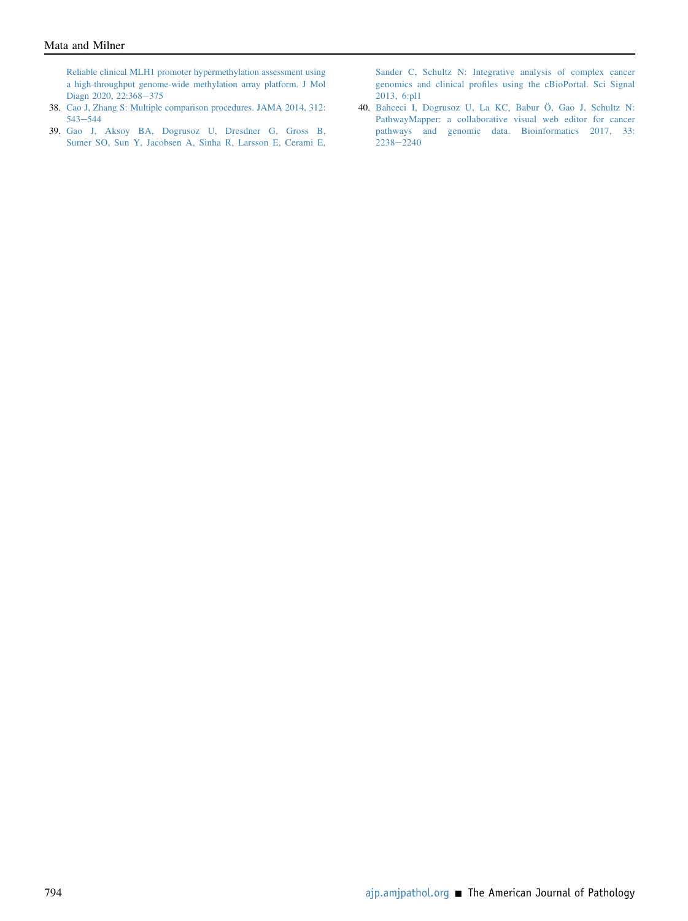Reliable clinical MLH1 promoter hypermethylation assessment using a high-throughput genome-wide methylation array platform. J Mol Diagn 2020, 22:368−375

38. Cao J, Zhang S: Multiple comparison procedures. JAMA 2014, 312: 543−544
39. Gao J, Aksoy BA, Dogrusoz U, Dresdner G, Gross B, Sumer SO, Sun Y, Jacobsen A, Sinha R, Larsson E, Cerami E, Sander C, Schultz N: Integrative analysis of complex cancer genomics and clinical profiles using the cBioPortal. Sci Signal 2013, 6:pl1
40. Bahceci I, Dogrusoz U, La KC, Babur Ö, Gao J, Schultz N: PathwayMapper: a collaborative visual web editor for cancer pathways and genomic data. Bioinformatics 2017, 33: 2238−2240